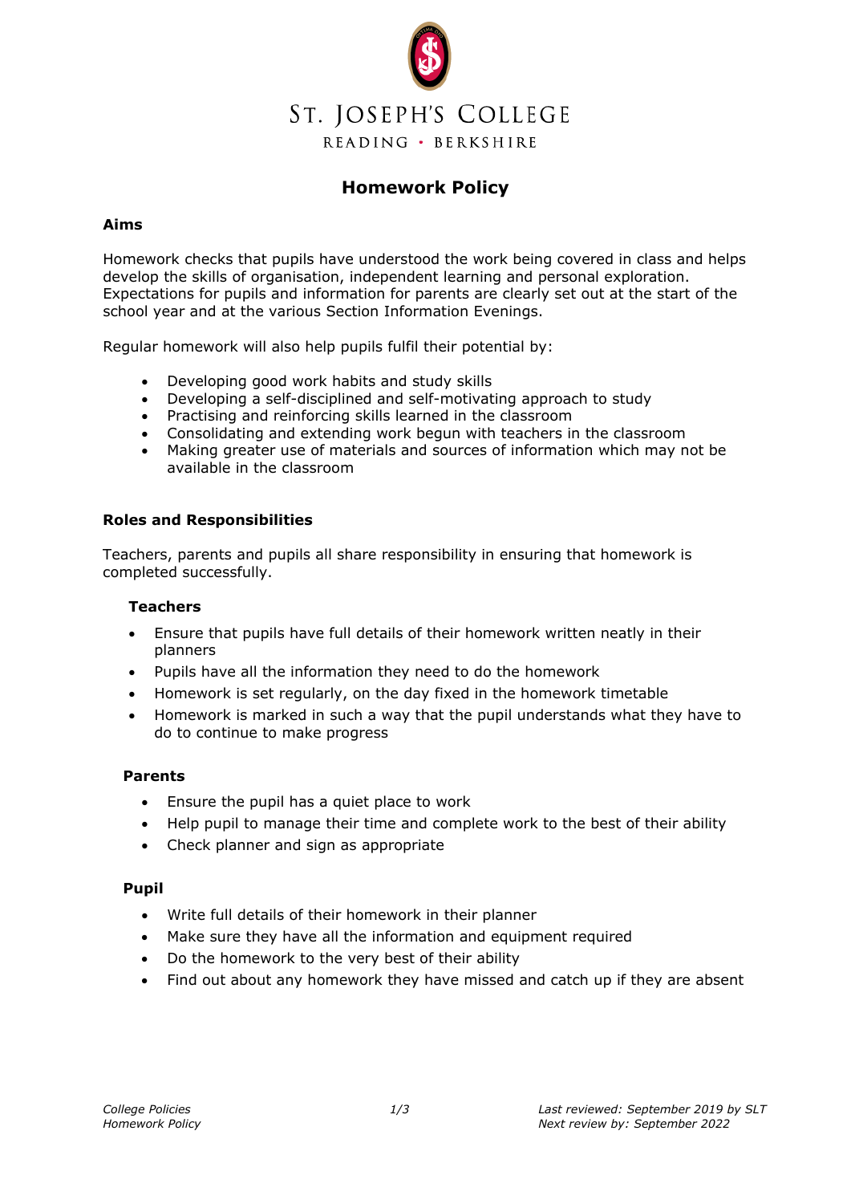# ST. JOSEPH'S COLLEGE

READING • BERKSHIRE

## Homework Policy

### Aims

Homework checks that pupils have understood the work being covered in class and helps develop the skills of organisation, independent learning and personal exploration. Expectations for pupils and information for parents are clearly set out at the start of the school year and at the various Section Information Evenings.

Regular homework will also help pupils fulfil their potential by:

- Developing good work habits and study skills
- Developing a self-disciplined and self-motivating approach to study
- Practising and reinforcing skills learned in the classroom
- Consolidating and extending work begun with teachers in the classroom
- Making greater use of materials and sources of information which may not be available in the classroom

### Roles and Responsibilities

Teachers, parents and pupils all share responsibility in ensuring that homework is completed successfully.

#### Teachers

- Ensure that pupils have full details of their homework written neatly in their planners
- Pupils have all the information they need to do the homework
- Homework is set regularly, on the day fixed in the homework timetable
- Homework is marked in such a way that the pupil understands what they have to do to continue to make progress

#### Parents

- Ensure the pupil has a quiet place to work
- Help pupil to manage their time and complete work to the best of their ability
- Check planner and sign as appropriate

#### Pupil

- Write full details of their homework in their planner
- Make sure they have all the information and equipment required
- Do the homework to the very best of their ability
- Find out about any homework they have missed and catch up if they are absent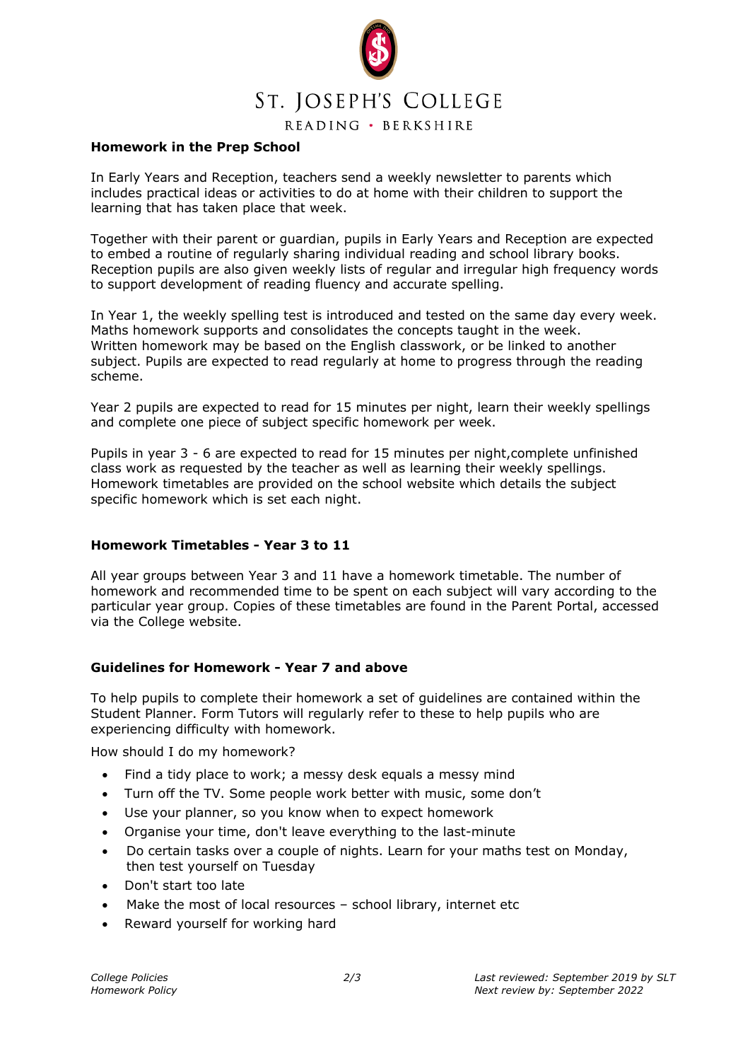## Homework in the Prep School

In Early Years and Reception, teachers send a weekly newsletter to parents which includes practical ideas or activities to do at home with their children to support the learning that has taken place that week.

Together with their parent or guardian, pupils in Early Years and Reception are expected to embed a routine of regularly sharing individual reading and school library books. Reception pupils are also given weekly lists of regular and irregular high frequency words to support development of reading fluency and accurate spelling.

In Year 1, the weekly spelling test is introduced and tested on the same day every week. Maths homework supports and consolidates the concepts taught in the week. Written homework may be based on the English classwork, or be linked to another subject. Pupils are expected to read regularly at home to progress through the reading scheme.

Year 2 pupils are expected to read for 15 minutes per night, learn their weekly spellings and complete one piece of subject specific homework per week.

Pupils in year 3 - 6 are expected to read for 15 minutes per night,complete unfinished class work as requested by the teacher as well as learning their weekly spellings. Homework timetables are provided on the school website which details the subject specific homework which is set each night.

## Homework Timetables - Year 3 to 11

All year groups between Year 3 and 11 have a homework timetable. The number of homework and recommended time to be spent on each subject will vary according to the particular year group. Copies of these timetables are found in the Parent Portal, accessed via the College website.

## Guidelines for Homework - Year 7 and above

To help pupils to complete their homework a set of guidelines are contained within the Student Planner. Form Tutors will regularly refer to these to help pupils who are experiencing difficulty with homework.

How should I do my homework?

- Find a tidy place to work; a messy desk equals a messy mind
- Turn off the TV. Some people work better with music, some don't
- Use your planner, so you know when to expect homework
- Organise your time, don't leave everything to the last-minute
- Do certain tasks over a couple of nights. Learn for your maths test on Monday, then test yourself on Tuesday
- Don't start too late
- Make the most of local resources – school library, internet etc
- Reward yourself for working hard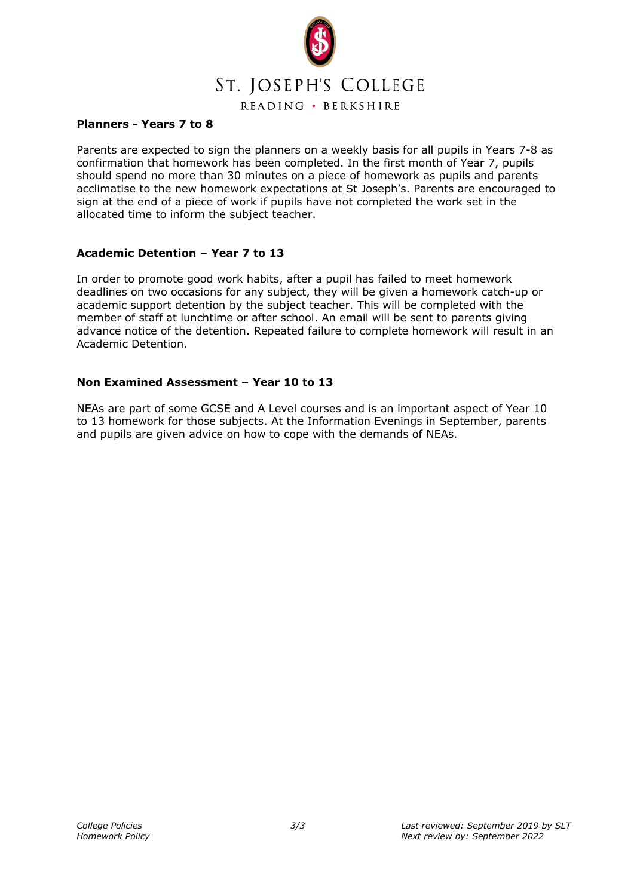### Planners - Years 7 to 8

Parents are expected to sign the planners on a weekly basis for all pupils in Years 7-8 as confirmation that homework has been completed. In the first month of Year 7, pupils should spend no more than 30 minutes on a piece of homework as pupils and parents acclimatise to the new homework expectations at St Joseph's. Parents are encouraged to sign at the end of a piece of work if pupils have not completed the work set in the allocated time to inform the subject teacher.

### Academic Detention – Year 7 to 13

In order to promote good work habits, after a pupil has failed to meet homework deadlines on two occasions for any subject, they will be given a homework catch-up or academic support detention by the subject teacher. This will be completed with the member of staff at lunchtime or after school. An email will be sent to parents giving advance notice of the detention. Repeated failure to complete homework will result in an Academic Detention.

### Non Examined Assessment – Year 10 to 13

NEAs are part of some GCSE and A Level courses and is an important aspect of Year 10 to 13 homework for those subjects. At the Information Evenings in September, parents and pupils are given advice on how to cope with the demands of NEAs.